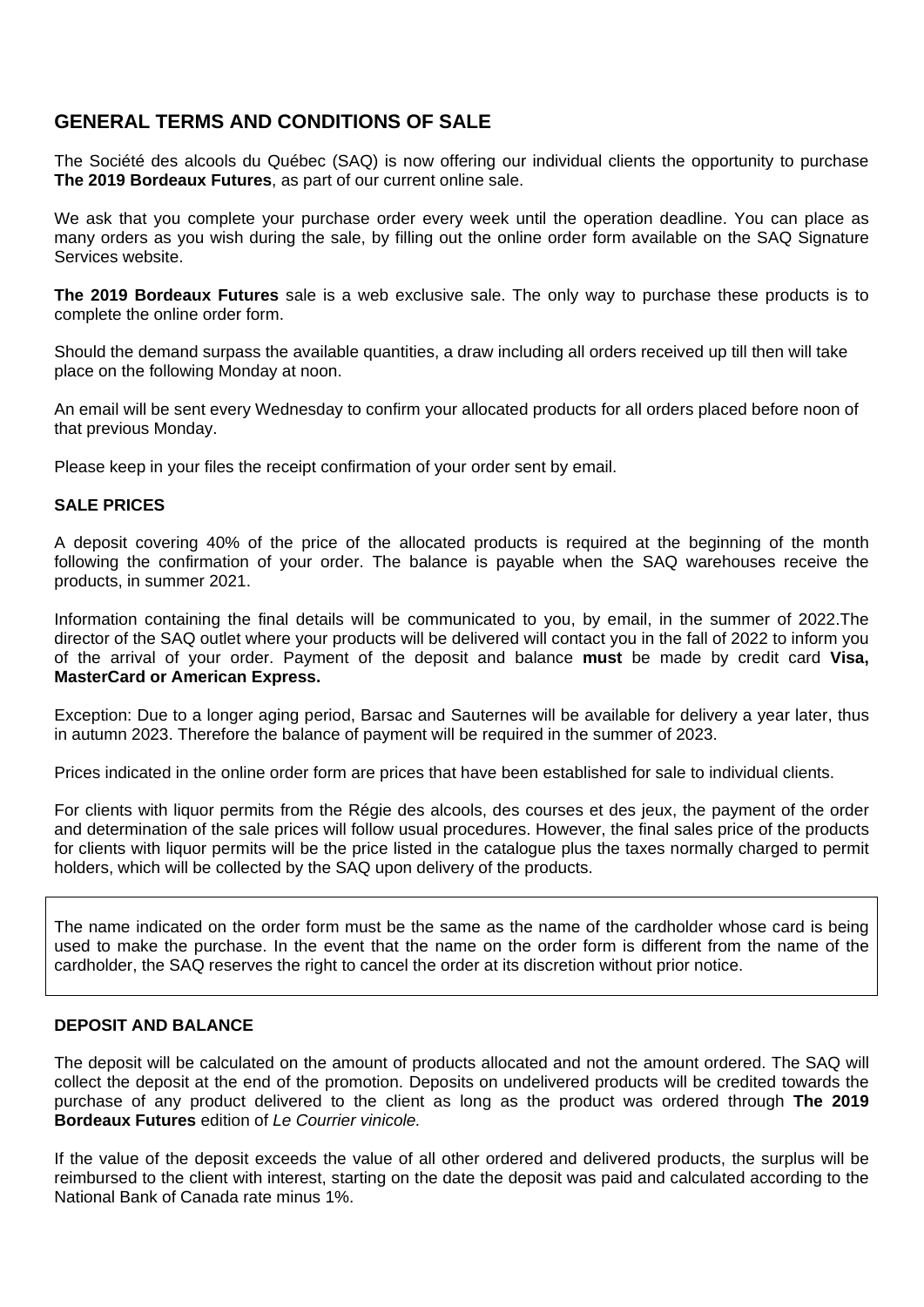## GENERAL TERMS AND CONDITIONS OF SALE

The Société des alcools du Québec (SAQ) is now offering our individual clients the opportunity to purchase **The 2019 Bordeaux Futures**, as part of our current online sale.

We ask that you complete your purchase order every week until the operation deadline. You can place as many orders as you wish during the sale, by filling out the online order form available on the SAQ Signature Services website.

**The 2019 Bordeaux Futures** sale is a web exclusive sale. The only way to purchase these products is to complete the online order form.

Should the demand surpass the available quantities, a draw including all orders received up till then will take place on the following Monday at noon.

An email will be sent every Wednesday to confirm your allocated products for all orders placed before noon of that previous Monday.

Please keep in your files the receipt confirmation of your order sent by email.

### SALE PRICES

A deposit covering 40% of the price of the allocated products is required at the beginning of the month following the confirmation of your order. The balance is payable when the SAQ warehouses receive the products, in summer 2021.

Information containing the final details will be communicated to you, by email, in the summer of 2022.The director of the SAQ outlet where your products will be delivered will contact you in the fall of 2022 to inform you of the arrival of your order. Payment of the deposit and balance **must** be made by credit card **Visa, MasterCard or American Express.**

Exception: Due to a longer aging period, Barsac and Sauternes will be available for delivery a year later, thus in autumn 2023. Therefore the balance of payment will be required in the summer of 2023.

Prices indicated in the online order form are prices that have been established for sale to individual clients.

For clients with liquor permits from the Régie des alcools, des courses et des jeux, the payment of the order and determination of the sale prices will follow usual procedures. However, the final sales price of the products for clients with liquor permits will be the price listed in the catalogue plus the taxes normally charged to permit holders, which will be collected by the SAQ upon delivery of the products.

The name indicated on the order form must be the same as the name of the cardholder whose card is being used to make the purchase. In the event that the name on the order form is different from the name of the cardholder, the SAQ reserves the right to cancel the order at its discretion without prior notice.

### DEPOSIT AND BALANCE

The deposit will be calculated on the amount of products allocated and not the amount ordered. The SAQ will collect the deposit at the end of the promotion. Deposits on undelivered products will be credited towards the purchase of any product delivered to the client as long as the product was ordered through **The 2019 Bordeaux Futures** edition of *Le Courrier vinicole.*

If the value of the deposit exceeds the value of all other ordered and delivered products, the surplus will be reimbursed to the client with interest, starting on the date the deposit was paid and calculated according to the National Bank of Canada rate minus 1%.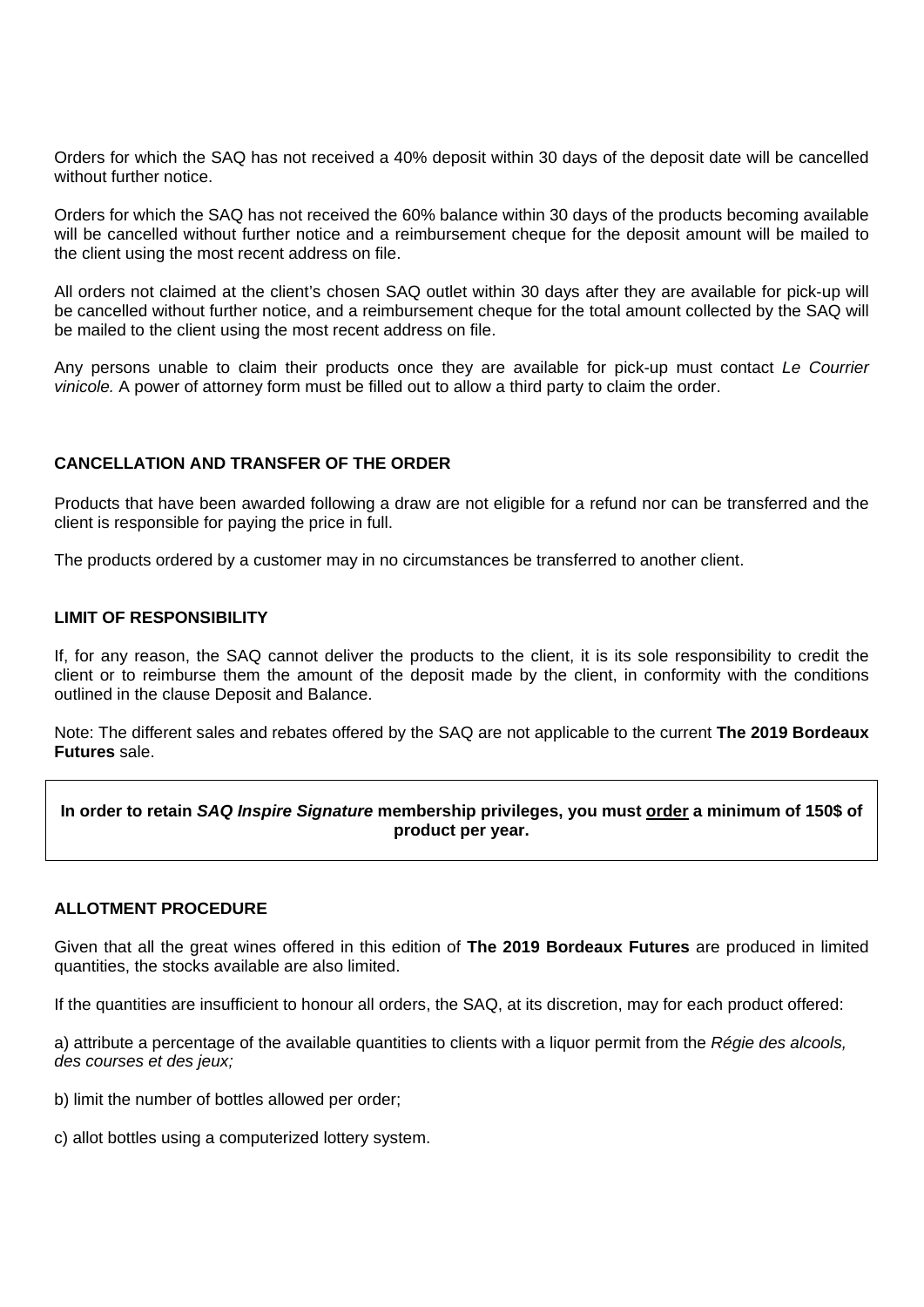Orders for which the SAQ has not received a 40% deposit within 30 days of the deposit date will be cancelled without further notice.

Orders for which the SAQ has not received the 60% balance within 30 days of the products becoming available will be cancelled without further notice and a reimbursement cheque for the deposit amount will be mailed to the client using the most recent address on file.

All orders not claimed at the client's chosen SAQ outlet within 30 days after they are available for pick-up will be cancelled without further notice, and a reimbursement cheque for the total amount collected by the SAQ will be mailed to the client using the most recent address on file.

Any persons unable to claim their products once they are available for pick-up must contact *Le Courrier vinicole.* A power of attorney form must be filled out to allow a third party to claim the order.

**CANCELLATION AND TRANSFER OF THE ORDER**

Products that have been awarded following a draw are not eligible for a refund nor can be transferred and the client is responsible for paying the price in full.

The products ordered by a customer may in no circumstances be transferred to another client.

**LIMIT OF RESPONSIBILITY**

If, for any reason, the SAQ cannot deliver the products to the client, it is its sole responsibility to credit the client or to reimburse them the amount of the deposit made by the client, in conformity with the conditions outlined in the clause Deposit and Balance.

Note: The different sales and rebates offered by the SAQ are not applicable to the current **The 2019 Bordeaux Futures** sale.

**In order to retain *SAQ Inspire Signature* membership privileges, you must <u>order</u> a minimum of 150$ of product per year.**

**ALLOTMENT PROCEDURE**

Given that all the great wines offered in this edition of **The 2019 Bordeaux Futures** are produced in limited quantities, the stocks available are also limited.

If the quantities are insufficient to honour all orders, the SAQ, at its discretion, may for each product offered:

a) attribute a percentage of the available quantities to clients with a liquor permit from the *Régie des alcools, des courses et des jeux;*

b) limit the number of bottles allowed per order;

c) allot bottles using a computerized lottery system.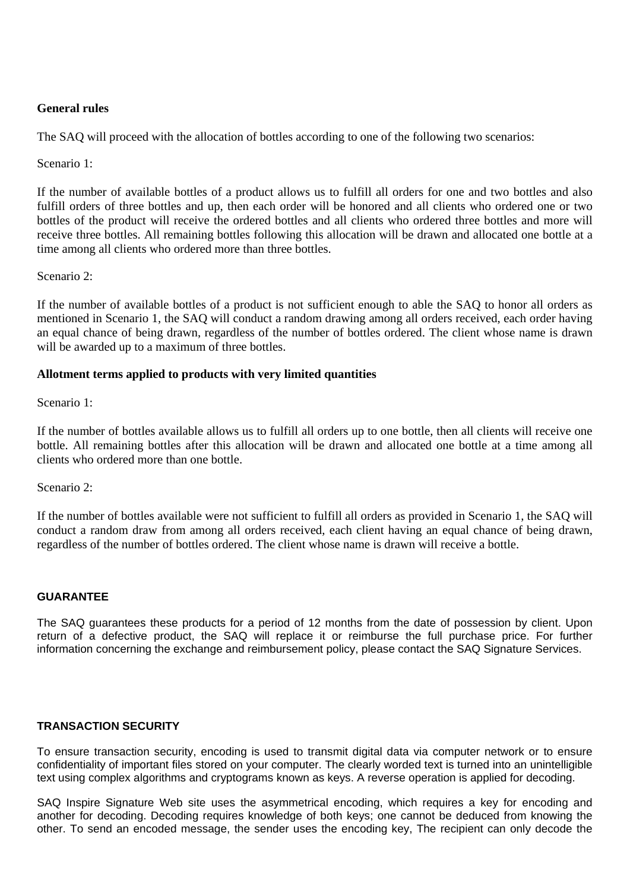**General rules**

The SAQ will proceed with the allocation of bottles according to one of the following two scenarios:

Scenario 1:

If the number of available bottles of a product allows us to fulfill all orders for one and two bottles and also fulfill orders of three bottles and up, then each order will be honored and all clients who ordered one or two bottles of the product will receive the ordered bottles and all clients who ordered three bottles and more will receive three bottles. All remaining bottles following this allocation will be drawn and allocated one bottle at a time among all clients who ordered more than three bottles.

Scenario 2:

If the number of available bottles of a product is not sufficient enough to able the SAQ to honor all orders as mentioned in Scenario 1, the SAQ will conduct a random drawing among all orders received, each order having an equal chance of being drawn, regardless of the number of bottles ordered. The client whose name is drawn will be awarded up to a maximum of three bottles.

**Allotment terms applied to products with very limited quantities**

Scenario 1:

If the number of bottles available allows us to fulfill all orders up to one bottle, then all clients will receive one bottle. All remaining bottles after this allocation will be drawn and allocated one bottle at a time among all clients who ordered more than one bottle.

Scenario 2:

If the number of bottles available were not sufficient to fulfill all orders as provided in Scenario 1, the SAQ will conduct a random draw from among all orders received, each client having an equal chance of being drawn, regardless of the number of bottles ordered. The client whose name is drawn will receive a bottle.

**GUARANTEE**

The SAQ guarantees these products for a period of 12 months from the date of possession by client. Upon return of a defective product, the SAQ will replace it or reimburse the full purchase price. For further information concerning the exchange and reimbursement policy, please contact the SAQ Signature Services.

**TRANSACTION SECURITY**

To ensure transaction security, encoding is used to transmit digital data via computer network or to ensure confidentiality of important files stored on your computer. The clearly worded text is turned into an unintelligible text using complex algorithms and cryptograms known as keys. A reverse operation is applied for decoding.

SAQ Inspire Signature Web site uses the asymmetrical encoding, which requires a key for encoding and another for decoding. Decoding requires knowledge of both keys; one cannot be deduced from knowing the other. To send an encoded message, the sender uses the encoding key, The recipient can only decode the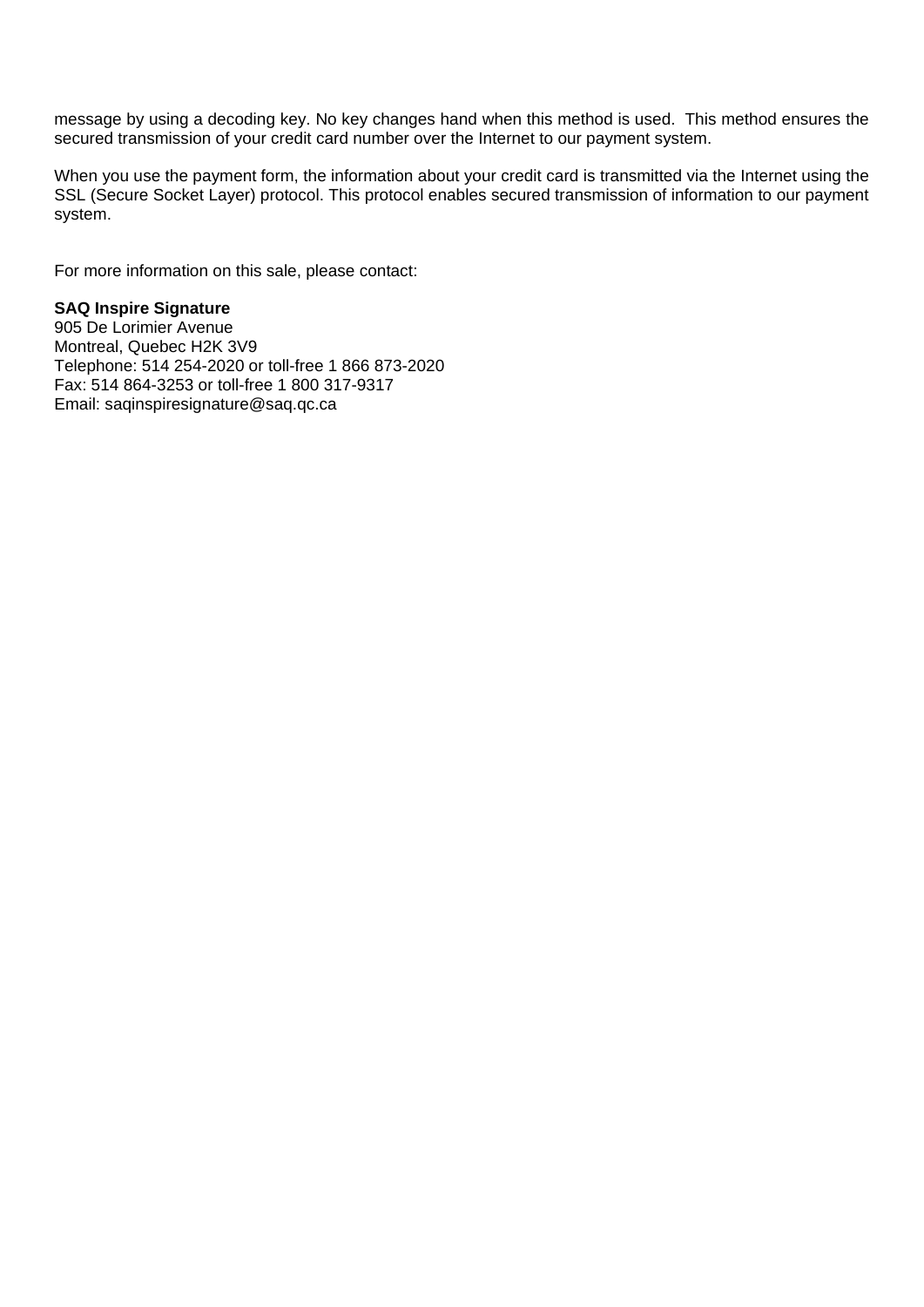message by using a decoding key. No key changes hand when this method is used. This method ensures the secured transmission of your credit card number over the Internet to our payment system.

When you use the payment form, the information about your credit card is transmitted via the Internet using the SSL (Secure Socket Layer) protocol. This protocol enables secured transmission of information to our payment system.

For more information on this sale, please contact:

**SAQ Inspire Signature**
905 De Lorimier Avenue
Montreal, Quebec H2K 3V9
Telephone: 514 254-2020 or toll-free 1 866 873-2020
Fax: 514 864-3253 or toll-free 1 800 317-9317
Email: saqinspiresignature@saq.qc.ca